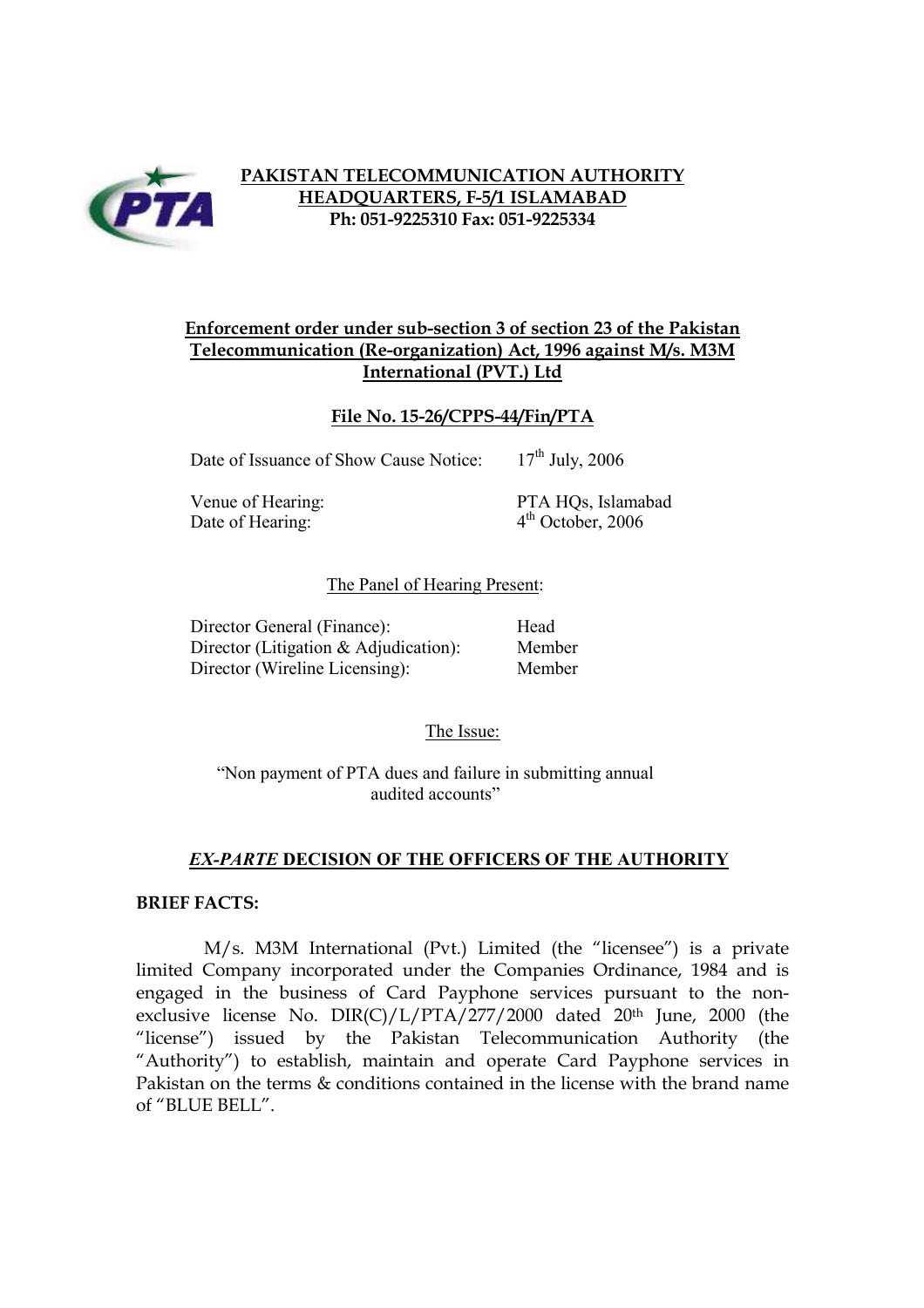**PAKISTAN TELECOMMUNICATION AUTHORITY**
**HEADQUARTERS, F-5/1 ISLAMABAD**
**Ph: 051-9225310 Fax: 051-9225334**

**Enforcement order under sub-section 3 of section 23 of the Pakistan Telecommunication (Re-organization) Act, 1996 against M/s. M3M International (PVT.) Ltd**

**File No. 15-26/CPPS-44/Fin/PTA**

| | |
|---|---|
| Date of Issuance of Show Cause Notice: | 17th July, 2006 |
| Venue of Hearing: | PTA HQs, Islamabad |
| Date of Hearing: | 4th October, 2006 |

The Panel of Hearing Present:

| | |
|---|---|
| Director General (Finance): | Head |
| Director (Litigation & Adjudication): | Member |
| Director (Wireline Licensing): | Member |

The Issue:

"Non payment of PTA dues and failure in submitting annual audited accounts"

## ***EX-PARTE* DECISION OF THE OFFICERS OF THE AUTHORITY**

**BRIEF FACTS:**

M/s. M3M International (Pvt.) Limited (the "licensee") is a private limited Company incorporated under the Companies Ordinance, 1984 and is engaged in the business of Card Payphone services pursuant to the non-exclusive license No. DIR(C)/L/PTA/277/2000 dated 20th June, 2000 (the "license") issued by the Pakistan Telecommunication Authority (the "Authority") to establish, maintain and operate Card Payphone services in Pakistan on the terms & conditions contained in the license with the brand name of "BLUE BELL".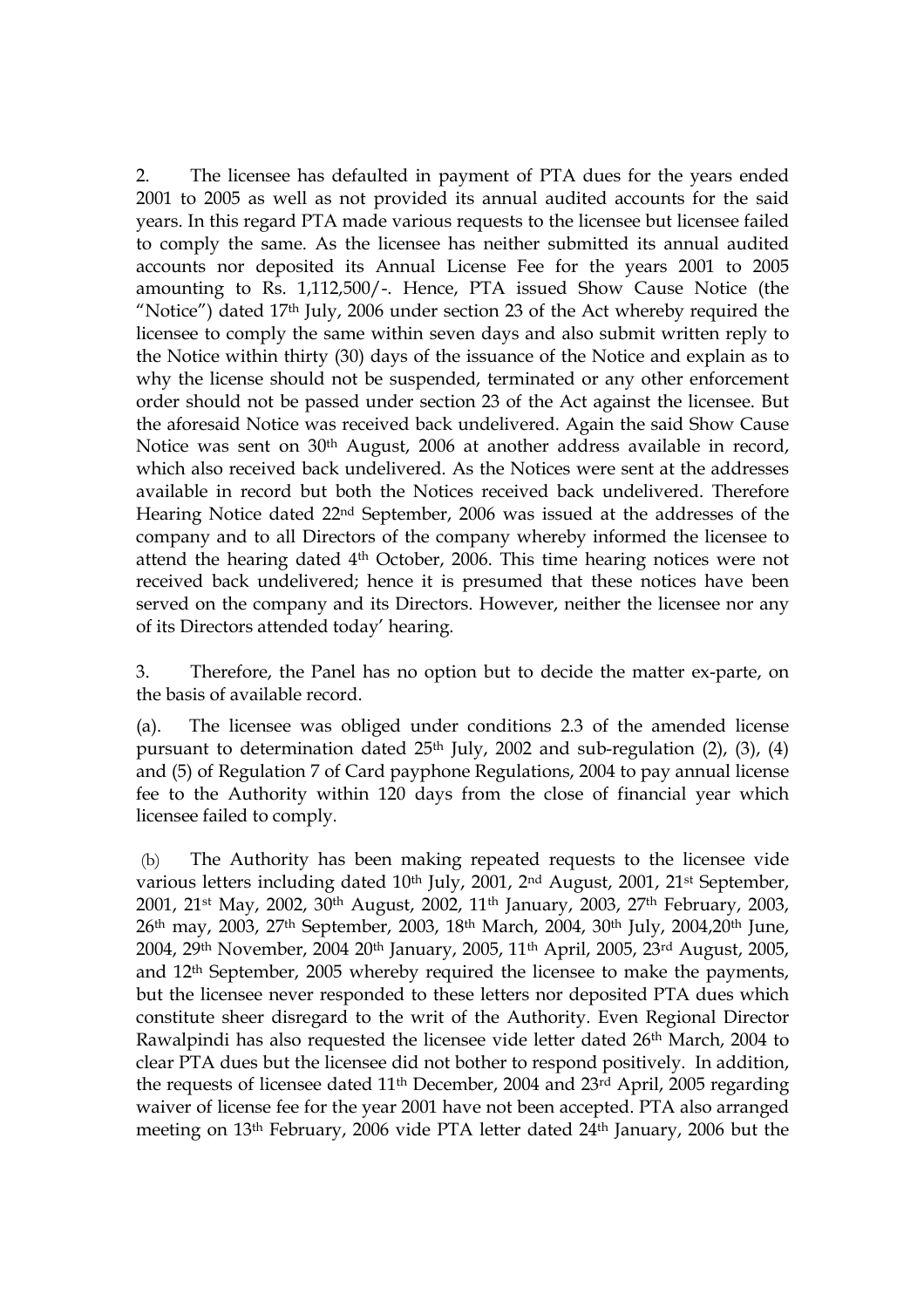2. The licensee has defaulted in payment of PTA dues for the years ended 2001 to 2005 as well as not provided its annual audited accounts for the said years. In this regard PTA made various requests to the licensee but licensee failed to comply the same. As the licensee has neither submitted its annual audited accounts nor deposited its Annual License Fee for the years 2001 to 2005 amounting to Rs. 1,112,500/-. Hence, PTA issued Show Cause Notice (the "Notice") dated 17th July, 2006 under section 23 of the Act whereby required the licensee to comply the same within seven days and also submit written reply to the Notice within thirty (30) days of the issuance of the Notice and explain as to why the license should not be suspended, terminated or any other enforcement order should not be passed under section 23 of the Act against the licensee. But the aforesaid Notice was received back undelivered. Again the said Show Cause Notice was sent on 30th August, 2006 at another address available in record, which also received back undelivered. As the Notices were sent at the addresses available in record but both the Notices received back undelivered. Therefore Hearing Notice dated 22nd September, 2006 was issued at the addresses of the company and to all Directors of the company whereby informed the licensee to attend the hearing dated 4th October, 2006. This time hearing notices were not received back undelivered; hence it is presumed that these notices have been served on the company and its Directors. However, neither the licensee nor any of its Directors attended today' hearing.

3. Therefore, the Panel has no option but to decide the matter ex-parte, on the basis of available record.

(a). The licensee was obliged under conditions 2.3 of the amended license pursuant to determination dated 25th July, 2002 and sub-regulation (2), (3), (4) and (5) of Regulation 7 of Card payphone Regulations, 2004 to pay annual license fee to the Authority within 120 days from the close of financial year which licensee failed to comply.

(b) The Authority has been making repeated requests to the licensee vide various letters including dated 10th July, 2001, 2nd August, 2001, 21st September, 2001, 21st May, 2002, 30th August, 2002, 11th January, 2003, 27th February, 2003, 26th may, 2003, 27th September, 2003, 18th March, 2004, 30th July, 2004,20th June, 2004, 29th November, 2004 20th January, 2005, 11th April, 2005, 23rd August, 2005, and 12th September, 2005 whereby required the licensee to make the payments, but the licensee never responded to these letters nor deposited PTA dues which constitute sheer disregard to the writ of the Authority. Even Regional Director Rawalpindi has also requested the licensee vide letter dated 26th March, 2004 to clear PTA dues but the licensee did not bother to respond positively. In addition, the requests of licensee dated 11th December, 2004 and 23rd April, 2005 regarding waiver of license fee for the year 2001 have not been accepted. PTA also arranged meeting on 13th February, 2006 vide PTA letter dated 24th January, 2006 but the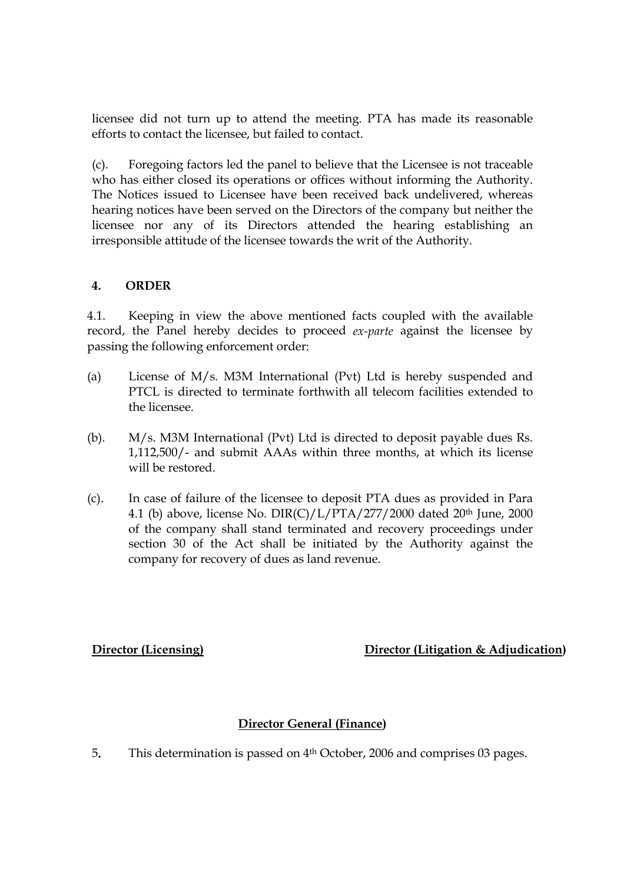licensee did not turn up to attend the meeting. PTA has made its reasonable efforts to contact the licensee, but failed to contact.

(c). Foregoing factors led the panel to believe that the Licensee is not traceable who has either closed its operations or offices without informing the Authority. The Notices issued to Licensee have been received back undelivered, whereas hearing notices have been served on the Directors of the company but neither the licensee nor any of its Directors attended the hearing establishing an irresponsible attitude of the licensee towards the writ of the Authority.

## 4. ORDER

4.1. Keeping in view the above mentioned facts coupled with the available record, the Panel hereby decides to proceed *ex-parte* against the licensee by passing the following enforcement order:

(a) License of M/s. M3M International (Pvt) Ltd is hereby suspended and PTCL is directed to terminate forthwith all telecom facilities extended to the licensee.

(b). M/s. M3M International (Pvt) Ltd is directed to deposit payable dues Rs. 1,112,500/- and submit AAAs within three months, at which its license will be restored.

(c). In case of failure of the licensee to deposit PTA dues as provided in Para 4.1 (b) above, license No. DIR(C)/L/PTA/277/2000 dated 20th June, 2000 of the company shall stand terminated and recovery proceedings under section 30 of the Act shall be initiated by the Authority against the company for recovery of dues as land revenue.

**Director (Licensing)** **Director (Litigation & Adjudication)**

**Director General (Finance)**

5. This determination is passed on 4th October, 2006 and comprises 03 pages.